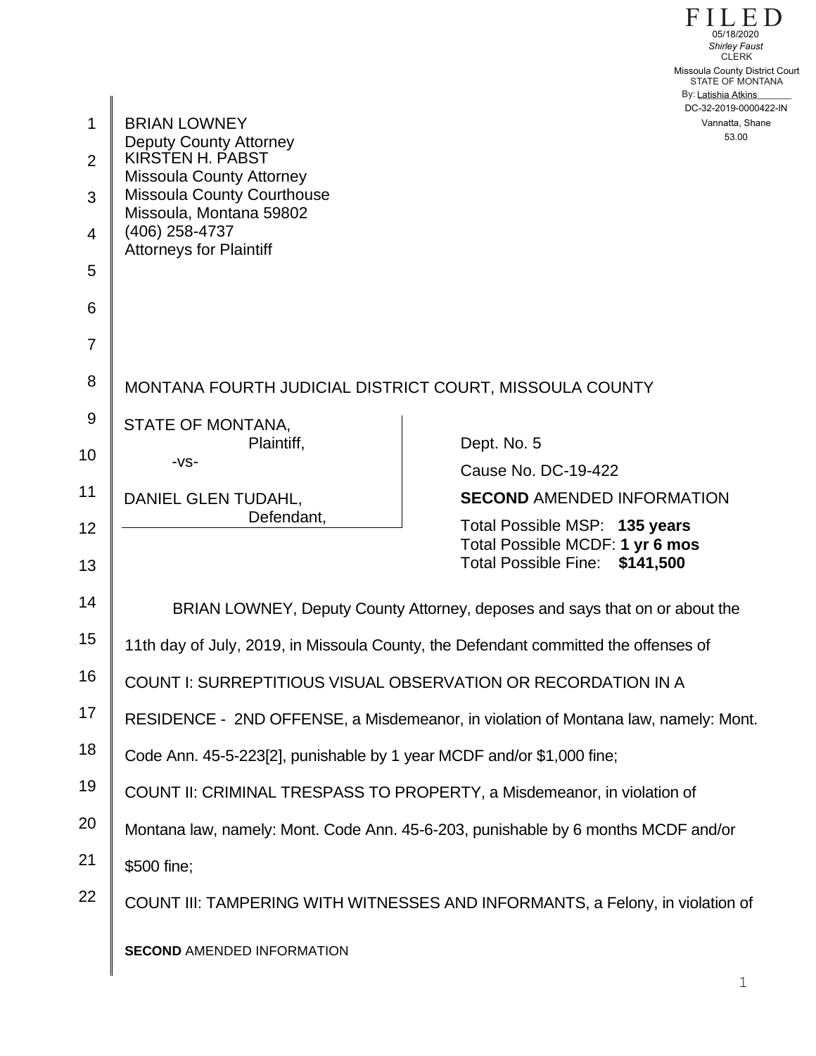FILED
05/18/2020
*Shirley Faust*
CLERK
Missoula County District Court
STATE OF MONTANA
By: Latishia Atkins
DC-32-2019-0000422-IN
Vannatta, Shane
53.00

BRIAN LOWNEY
Deputy County Attorney
KIRSTEN H. PABST
Missoula County Attorney
Missoula County Courthouse
Missoula, Montana 59802
(406) 258-4737
Attorneys for Plaintiff

MONTANA FOURTH JUDICIAL DISTRICT COURT, MISSOULA COUNTY

| | |
|---|---|
| STATE OF MONTANA,<br>Plaintiff,<br>-vs-<br><br>DANIEL GLEN TUDAHL,<br>Defendant, | Dept. No. 5<br>Cause No. DC-19-422<br>**SECOND** AMENDED INFORMATION<br>Total Possible MSP: **135 years**<br>Total Possible MCDF: **1 yr 6 mos**<br>Total Possible Fine: **$141,500** |

BRIAN LOWNEY, Deputy County Attorney, deposes and says that on or about the 11th day of July, 2019, in Missoula County, the Defendant committed the offenses of

COUNT I: SURREPTITIOUS VISUAL OBSERVATION OR RECORDATION IN A RESIDENCE - 2ND OFFENSE, a Misdemeanor, in violation of Montana law, namely: Mont. Code Ann. 45-5-223[2], punishable by 1 year MCDF and/or $1,000 fine;

COUNT II: CRIMINAL TRESPASS TO PROPERTY, a Misdemeanor, in violation of Montana law, namely: Mont. Code Ann. 45-6-203, punishable by 6 months MCDF and/or $500 fine;

COUNT III: TAMPERING WITH WITNESSES AND INFORMANTS, a Felony, in violation of

**SECOND** AMENDED INFORMATION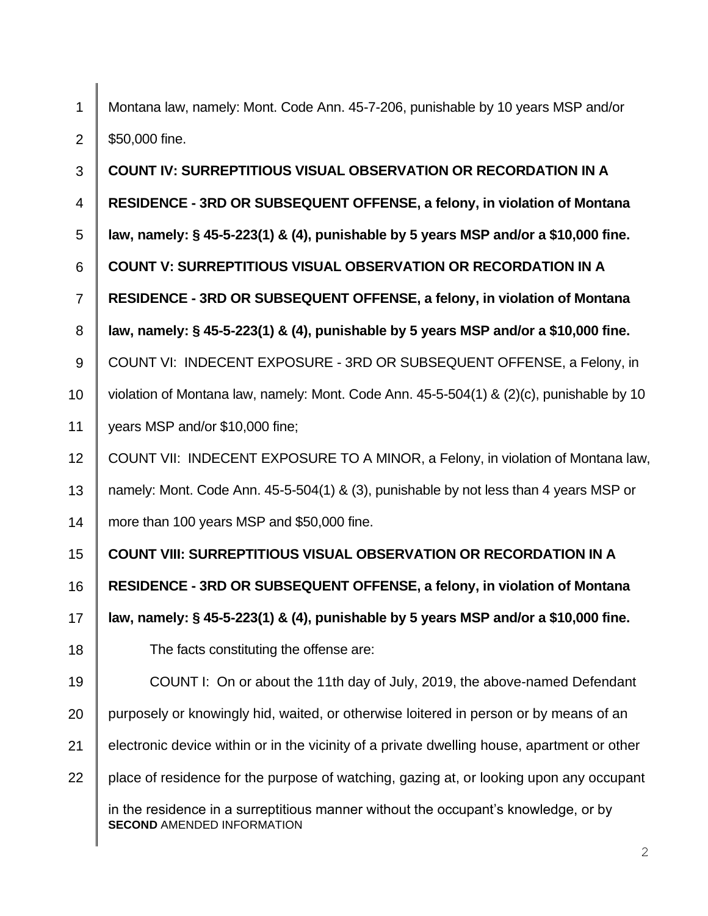Montana law, namely: Mont. Code Ann. 45-7-206, punishable by 10 years MSP and/or $50,000 fine.

**COUNT IV: SURREPTITIOUS VISUAL OBSERVATION OR RECORDATION IN A RESIDENCE - 3RD OR SUBSEQUENT OFFENSE, a felony, in violation of Montana law, namely: § 45-5-223(1) & (4), punishable by 5 years MSP and/or a $10,000 fine.**

**COUNT V: SURREPTITIOUS VISUAL OBSERVATION OR RECORDATION IN A RESIDENCE - 3RD OR SUBSEQUENT OFFENSE, a felony, in violation of Montana law, namely: § 45-5-223(1) & (4), punishable by 5 years MSP and/or a $10,000 fine.**

COUNT VI: INDECENT EXPOSURE - 3RD OR SUBSEQUENT OFFENSE, a Felony, in violation of Montana law, namely: Mont. Code Ann. 45-5-504(1) & (2)(c), punishable by 10 years MSP and/or $10,000 fine;

COUNT VII: INDECENT EXPOSURE TO A MINOR, a Felony, in violation of Montana law, namely: Mont. Code Ann. 45-5-504(1) & (3), punishable by not less than 4 years MSP or more than 100 years MSP and $50,000 fine.

**COUNT VIII: SURREPTITIOUS VISUAL OBSERVATION OR RECORDATION IN A RESIDENCE - 3RD OR SUBSEQUENT OFFENSE, a felony, in violation of Montana law, namely: § 45-5-223(1) & (4), punishable by 5 years MSP and/or a $10,000 fine.**

The facts constituting the offense are:

COUNT I: On or about the 11th day of July, 2019, the above-named Defendant purposely or knowingly hid, waited, or otherwise loitered in person or by means of an electronic device within or in the vicinity of a private dwelling house, apartment or other place of residence for the purpose of watching, gazing at, or looking upon any occupant in the residence in a surreptitious manner without the occupant's knowledge, or by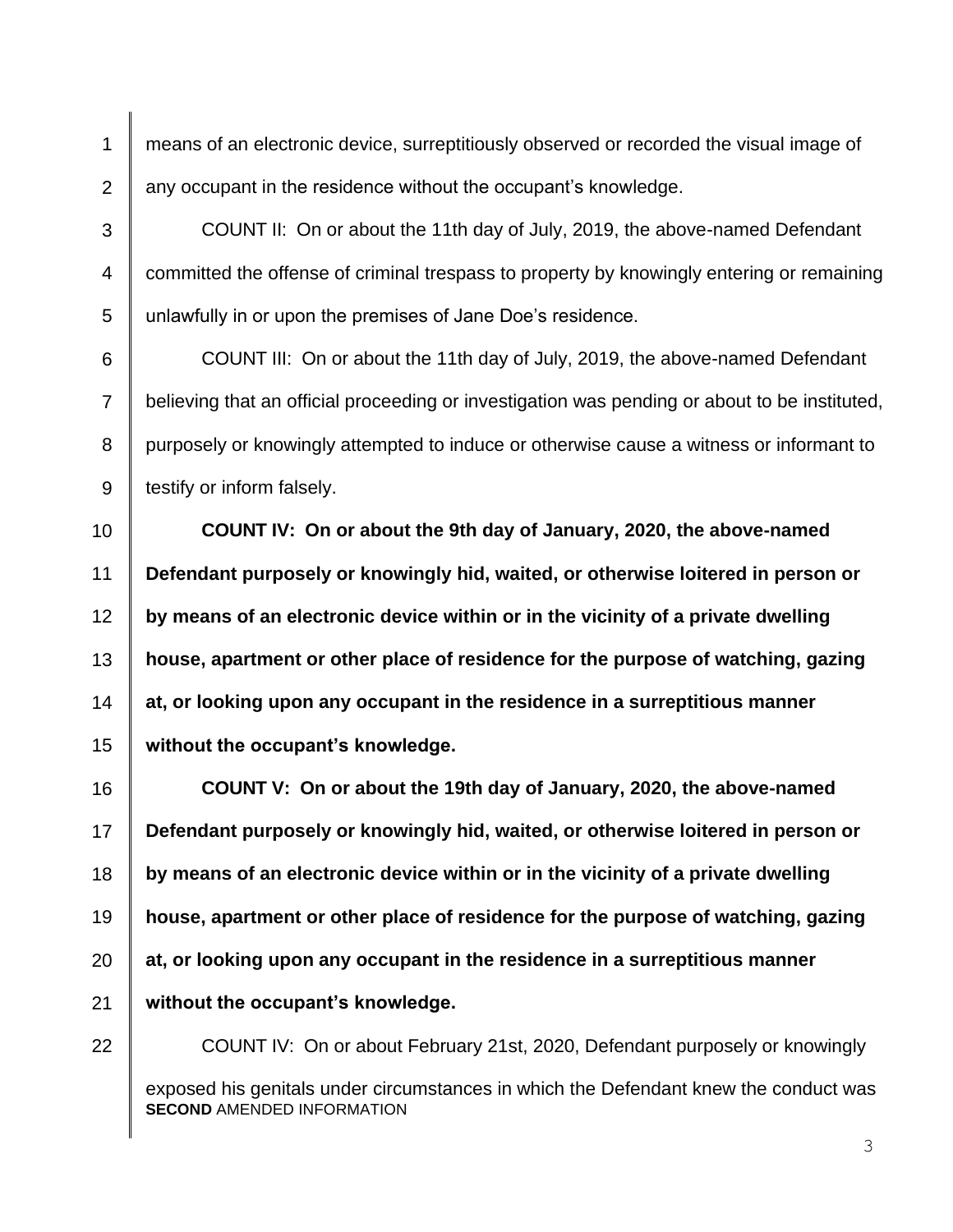means of an electronic device, surreptitiously observed or recorded the visual image of any occupant in the residence without the occupant's knowledge.

COUNT II: On or about the 11th day of July, 2019, the above-named Defendant committed the offense of criminal trespass to property by knowingly entering or remaining unlawfully in or upon the premises of Jane Doe's residence.

COUNT III: On or about the 11th day of July, 2019, the above-named Defendant believing that an official proceeding or investigation was pending or about to be instituted, purposely or knowingly attempted to induce or otherwise cause a witness or informant to testify or inform falsely.

**COUNT IV: On or about the 9th day of January, 2020, the above-named Defendant purposely or knowingly hid, waited, or otherwise loitered in person or by means of an electronic device within or in the vicinity of a private dwelling house, apartment or other place of residence for the purpose of watching, gazing at, or looking upon any occupant in the residence in a surreptitious manner without the occupant's knowledge.**

**COUNT V: On or about the 19th day of January, 2020, the above-named Defendant purposely or knowingly hid, waited, or otherwise loitered in person or by means of an electronic device within or in the vicinity of a private dwelling house, apartment or other place of residence for the purpose of watching, gazing at, or looking upon any occupant in the residence in a surreptitious manner without the occupant's knowledge.**

COUNT IV: On or about February 21st, 2020, Defendant purposely or knowingly exposed his genitals under circumstances in which the Defendant knew the conduct was

**SECOND** AMENDED INFORMATION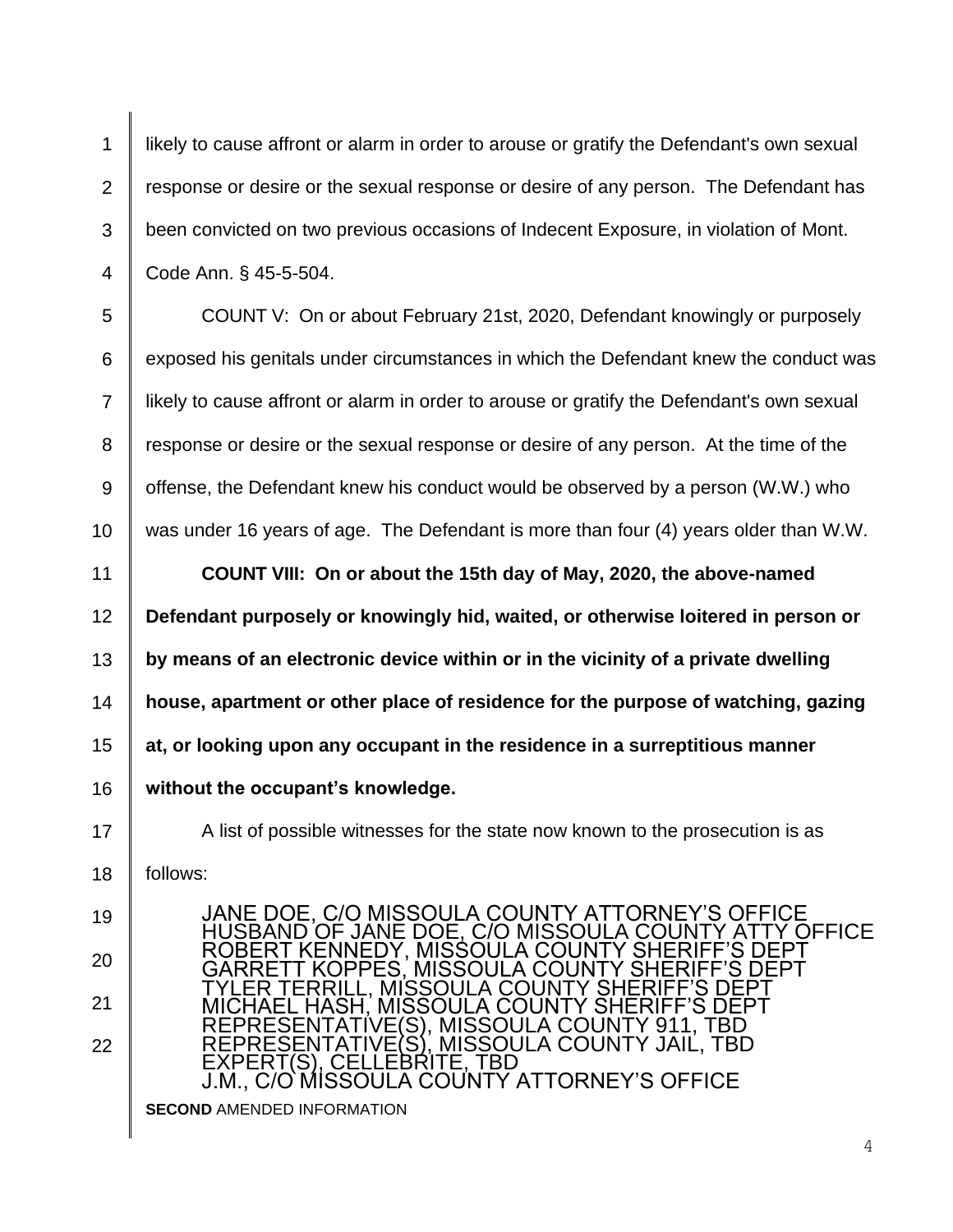likely to cause affront or alarm in order to arouse or gratify the Defendant's own sexual response or desire or the sexual response or desire of any person. The Defendant has been convicted on two previous occasions of Indecent Exposure, in violation of Mont. Code Ann. § 45-5-504.

COUNT V: On or about February 21st, 2020, Defendant knowingly or purposely exposed his genitals under circumstances in which the Defendant knew the conduct was likely to cause affront or alarm in order to arouse or gratify the Defendant's own sexual response or desire or the sexual response or desire of any person. At the time of the offense, the Defendant knew his conduct would be observed by a person (W.W.) who was under 16 years of age. The Defendant is more than four (4) years older than W.W.

**COUNT VIII: On or about the 15th day of May, 2020, the above-named Defendant purposely or knowingly hid, waited, or otherwise loitered in person or by means of an electronic device within or in the vicinity of a private dwelling house, apartment or other place of residence for the purpose of watching, gazing at, or looking upon any occupant in the residence in a surreptitious manner without the occupant's knowledge.**

A list of possible witnesses for the state now known to the prosecution is as follows:

JANE DOE, C/O MISSOULA COUNTY ATTORNEY'S OFFICE
HUSBAND OF JANE DOE, C/O MISSOULA COUNTY ATTY OFFICE
ROBERT KENNEDY, MISSOULA COUNTY SHERIFF'S DEPT
GARRETT KOPPES, MISSOULA COUNTY SHERIFF'S DEPT
TYLER TERRILL, MISSOULA COUNTY SHERIFF'S DEPT
MICHAEL HASH, MISSOULA COUNTY SHERIFF'S DEPT
REPRESENTATIVE(S), MISSOULA COUNTY 911, TBD
REPRESENTATIVE(S), MISSOULA COUNTY JAIL, TBD
EXPERT(S), CELLEBRITE, TBD
J.M., C/O MISSOULA COUNTY ATTORNEY'S OFFICE

**SECOND** AMENDED INFORMATION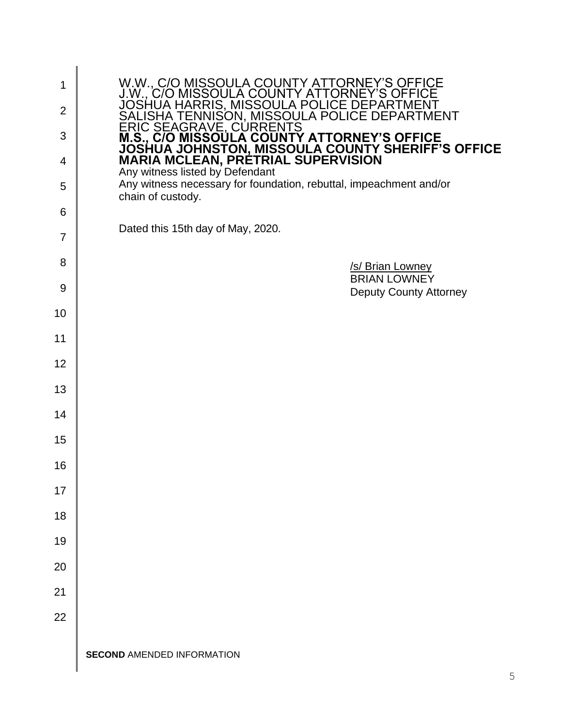W.W., C/O MISSOULA COUNTY ATTORNEY'S OFFICE
J.W., C/O MISSOULA COUNTY ATTORNEY'S OFFICE
JOSHUA HARRIS, MISSOULA POLICE DEPARTMENT
SALISHA TENNISON, MISSOULA POLICE DEPARTMENT
ERIC SEAGRAVE, CURRENTS
**M.S., C/O MISSOULA COUNTY ATTORNEY'S OFFICE**
**JOSHUA JOHNSTON, MISSOULA COUNTY SHERIFF'S OFFICE**
**MARIA MCLEAN, PRETRIAL SUPERVISION**
Any witness listed by Defendant
Any witness necessary for foundation, rebuttal, impeachment and/or chain of custody.

Dated this 15th day of May, 2020.

/s/ Brian Lowney
BRIAN LOWNEY
Deputy County Attorney

**SECOND** AMENDED INFORMATION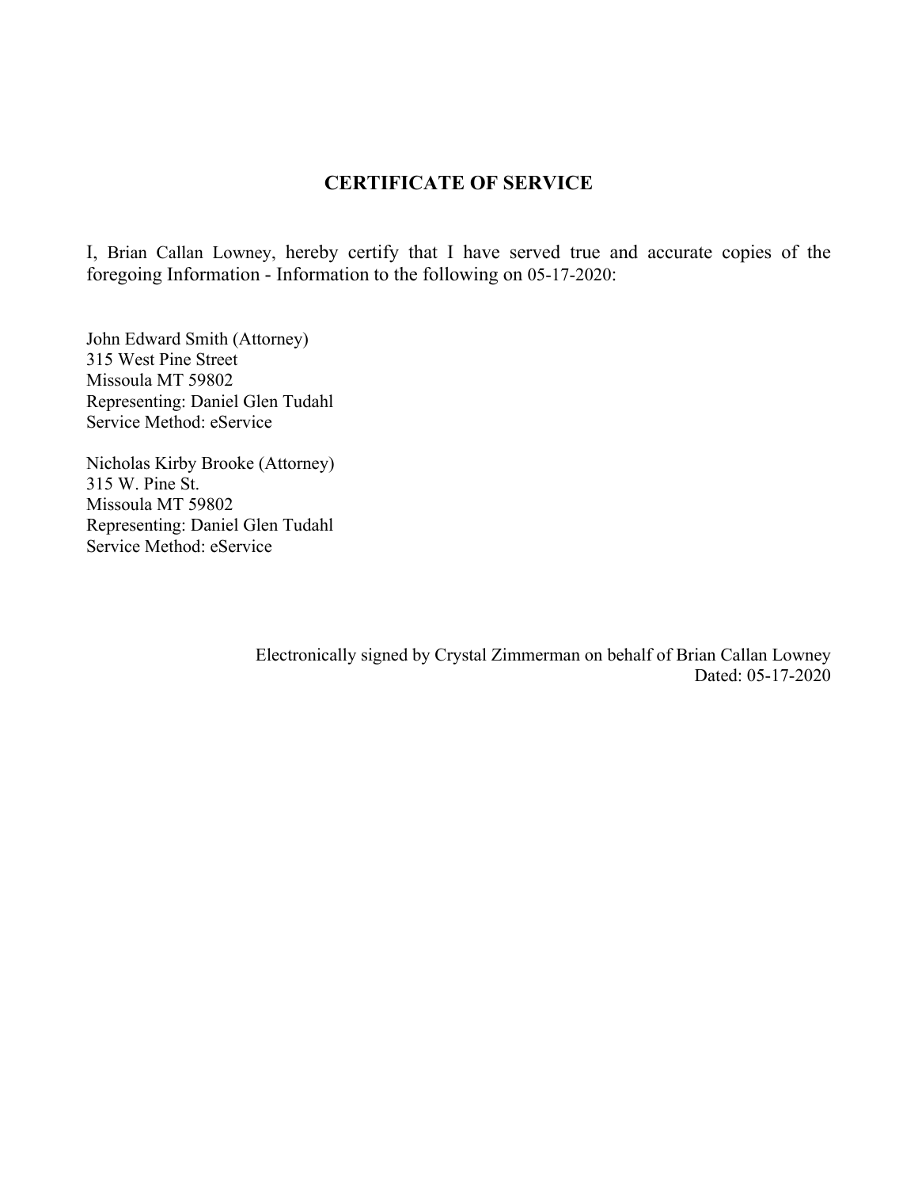## CERTIFICATE OF SERVICE

I, Brian Callan Lowney, hereby certify that I have served true and accurate copies of the foregoing Information - Information to the following on 05-17-2020:

John Edward Smith (Attorney)
315 West Pine Street
Missoula MT 59802
Representing: Daniel Glen Tudahl
Service Method: eService

Nicholas Kirby Brooke (Attorney)
315 W. Pine St.
Missoula MT 59802
Representing: Daniel Glen Tudahl
Service Method: eService

Electronically signed by Crystal Zimmerman on behalf of Brian Callan Lowney
Dated: 05-17-2020